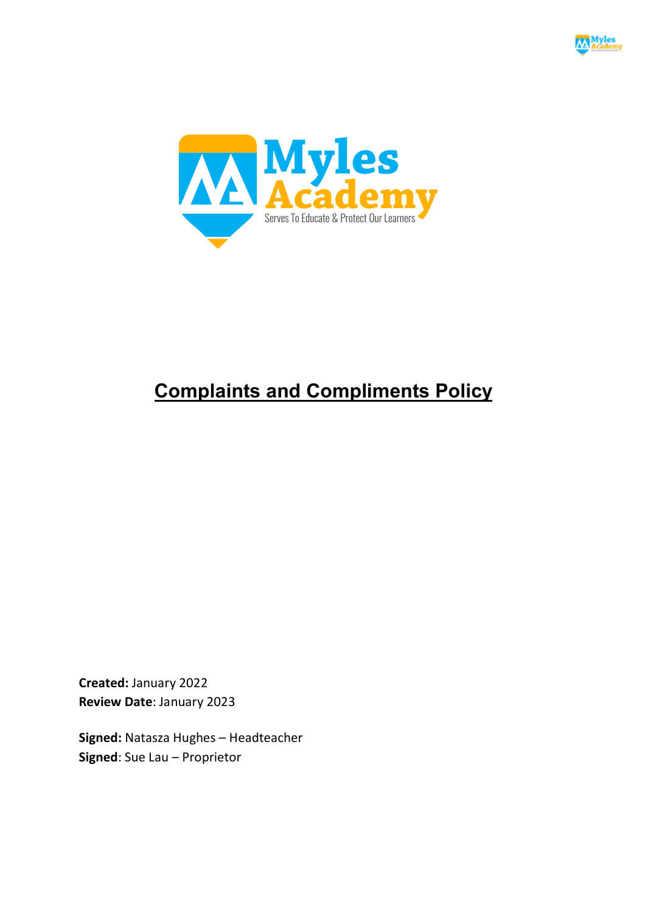Myles Academy

Serves To Educate & Protect Our Learners

# Complaints and Compliments Policy

**Created:** January 2022
**Review Date**: January 2023

**Signed:** Natasza Hughes – Headteacher
**Signed**: Sue Lau – Proprietor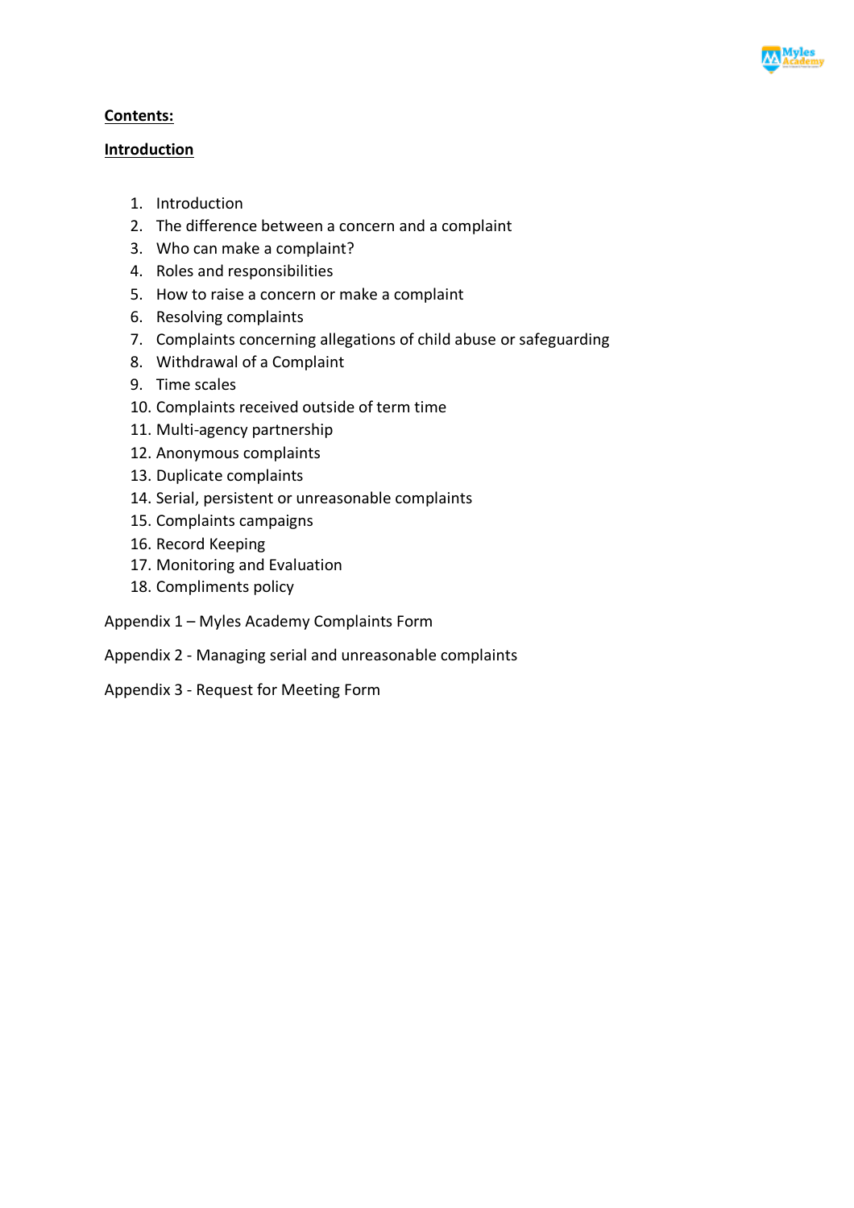**Contents:**

**Introduction**

1. Introduction
2. The difference between a concern and a complaint
3. Who can make a complaint?
4. Roles and responsibilities
5. How to raise a concern or make a complaint
6. Resolving complaints
7. Complaints concerning allegations of child abuse or safeguarding
8. Withdrawal of a Complaint
9. Time scales
10. Complaints received outside of term time
11. Multi-agency partnership
12. Anonymous complaints
13. Duplicate complaints
14. Serial, persistent or unreasonable complaints
15. Complaints campaigns
16. Record Keeping
17. Monitoring and Evaluation
18. Compliments policy

Appendix 1 – Myles Academy Complaints Form

Appendix 2 - Managing serial and unreasonable complaints

Appendix 3 - Request for Meeting Form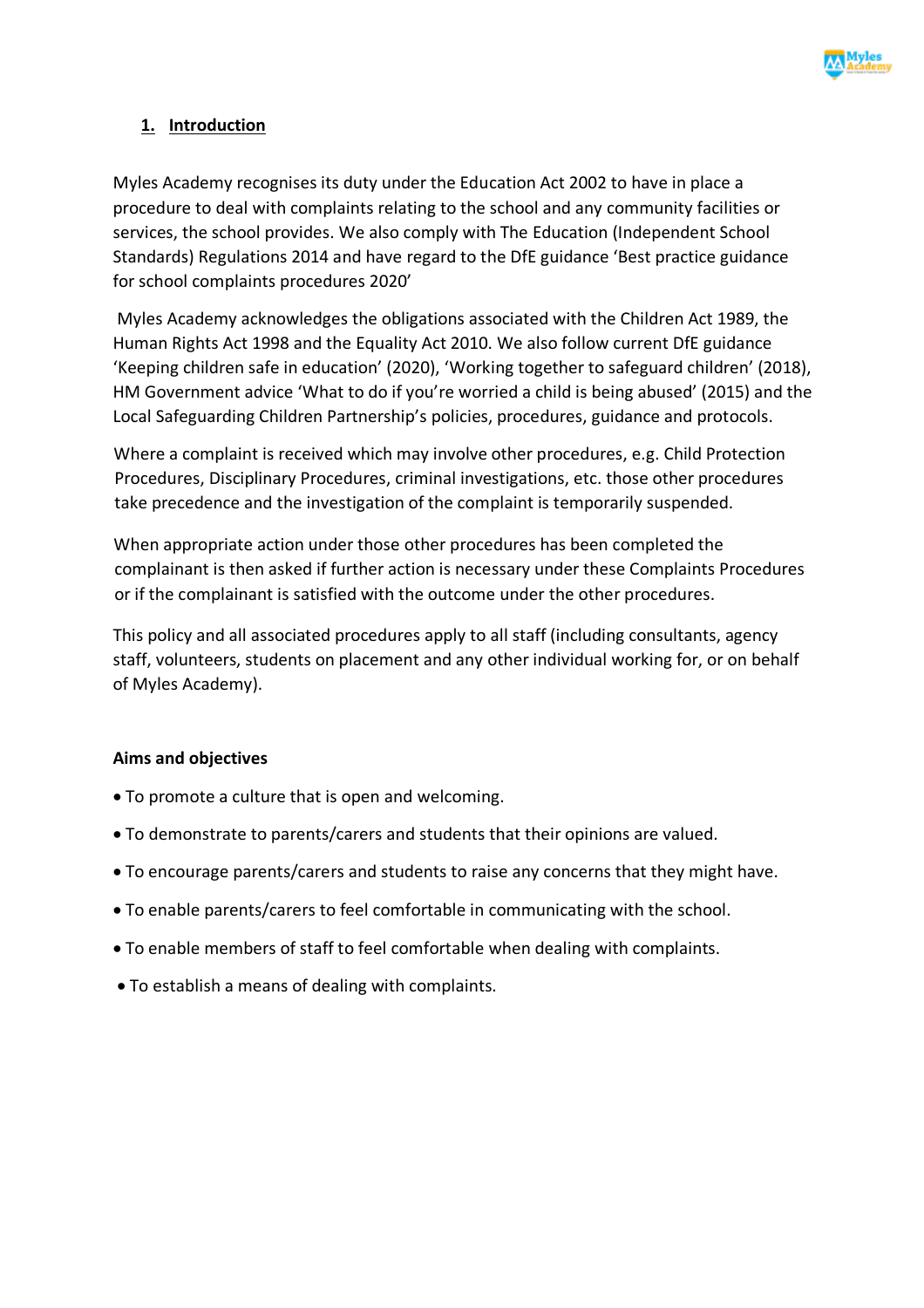## 1. Introduction

Myles Academy recognises its duty under the Education Act 2002 to have in place a procedure to deal with complaints relating to the school and any community facilities or services, the school provides. We also comply with The Education (Independent School Standards) Regulations 2014 and have regard to the DfE guidance 'Best practice guidance for school complaints procedures 2020'

Myles Academy acknowledges the obligations associated with the Children Act 1989, the Human Rights Act 1998 and the Equality Act 2010. We also follow current DfE guidance 'Keeping children safe in education' (2020), 'Working together to safeguard children' (2018), HM Government advice 'What to do if you're worried a child is being abused' (2015) and the Local Safeguarding Children Partnership's policies, procedures, guidance and protocols.

Where a complaint is received which may involve other procedures, e.g. Child Protection Procedures, Disciplinary Procedures, criminal investigations, etc. those other procedures take precedence and the investigation of the complaint is temporarily suspended.

When appropriate action under those other procedures has been completed the complainant is then asked if further action is necessary under these Complaints Procedures or if the complainant is satisfied with the outcome under the other procedures.

This policy and all associated procedures apply to all staff (including consultants, agency staff, volunteers, students on placement and any other individual working for, or on behalf of Myles Academy).

**Aims and objectives**

- To promote a culture that is open and welcoming.
- To demonstrate to parents/carers and students that their opinions are valued.
- To encourage parents/carers and students to raise any concerns that they might have.
- To enable parents/carers to feel comfortable in communicating with the school.
- To enable members of staff to feel comfortable when dealing with complaints.
- To establish a means of dealing with complaints.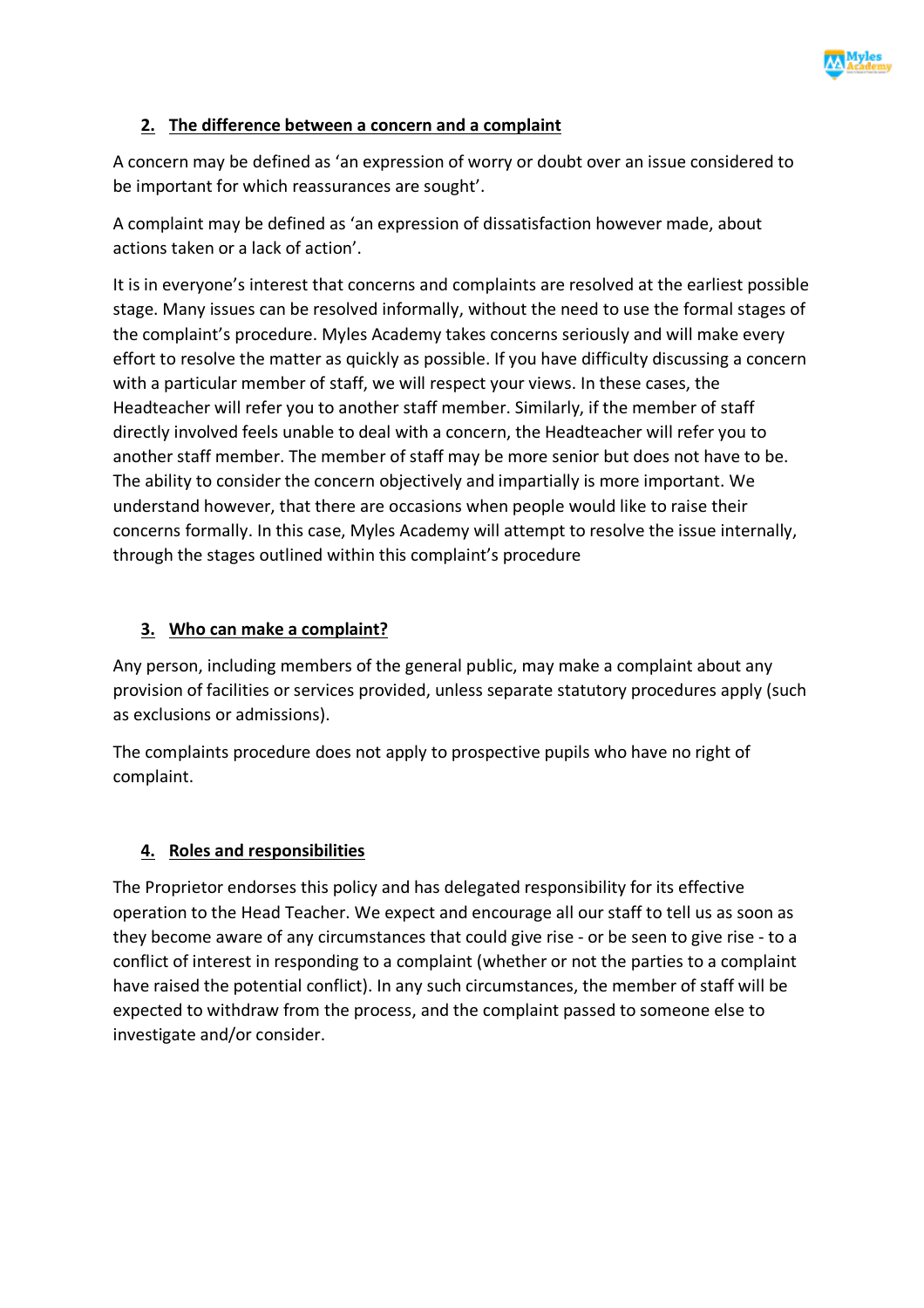## 2. The difference between a concern and a complaint

A concern may be defined as 'an expression of worry or doubt over an issue considered to be important for which reassurances are sought'.

A complaint may be defined as 'an expression of dissatisfaction however made, about actions taken or a lack of action'.

It is in everyone's interest that concerns and complaints are resolved at the earliest possible stage. Many issues can be resolved informally, without the need to use the formal stages of the complaint's procedure. Myles Academy takes concerns seriously and will make every effort to resolve the matter as quickly as possible. If you have difficulty discussing a concern with a particular member of staff, we will respect your views. In these cases, the Headteacher will refer you to another staff member. Similarly, if the member of staff directly involved feels unable to deal with a concern, the Headteacher will refer you to another staff member. The member of staff may be more senior but does not have to be. The ability to consider the concern objectively and impartially is more important. We understand however, that there are occasions when people would like to raise their concerns formally. In this case, Myles Academy will attempt to resolve the issue internally, through the stages outlined within this complaint's procedure

## 3. Who can make a complaint?

Any person, including members of the general public, may make a complaint about any provision of facilities or services provided, unless separate statutory procedures apply (such as exclusions or admissions).

The complaints procedure does not apply to prospective pupils who have no right of complaint.

## 4. Roles and responsibilities

The Proprietor endorses this policy and has delegated responsibility for its effective operation to the Head Teacher. We expect and encourage all our staff to tell us as soon as they become aware of any circumstances that could give rise - or be seen to give rise - to a conflict of interest in responding to a complaint (whether or not the parties to a complaint have raised the potential conflict). In any such circumstances, the member of staff will be expected to withdraw from the process, and the complaint passed to someone else to investigate and/or consider.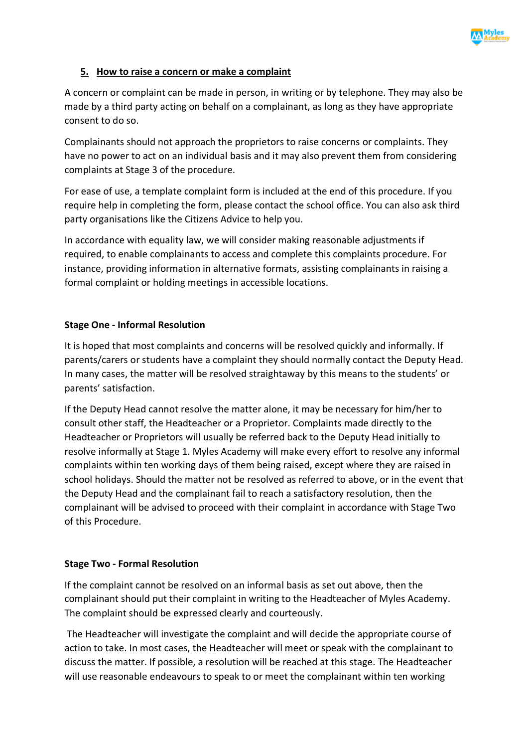## 5. How to raise a concern or make a complaint

A concern or complaint can be made in person, in writing or by telephone. They may also be made by a third party acting on behalf on a complainant, as long as they have appropriate consent to do so.

Complainants should not approach the proprietors to raise concerns or complaints. They have no power to act on an individual basis and it may also prevent them from considering complaints at Stage 3 of the procedure.

For ease of use, a template complaint form is included at the end of this procedure. If you require help in completing the form, please contact the school office. You can also ask third party organisations like the Citizens Advice to help you.

In accordance with equality law, we will consider making reasonable adjustments if required, to enable complainants to access and complete this complaints procedure. For instance, providing information in alternative formats, assisting complainants in raising a formal complaint or holding meetings in accessible locations.

**Stage One - Informal Resolution**

It is hoped that most complaints and concerns will be resolved quickly and informally. If parents/carers or students have a complaint they should normally contact the Deputy Head. In many cases, the matter will be resolved straightaway by this means to the students' or parents' satisfaction.

If the Deputy Head cannot resolve the matter alone, it may be necessary for him/her to consult other staff, the Headteacher or a Proprietor. Complaints made directly to the Headteacher or Proprietors will usually be referred back to the Deputy Head initially to resolve informally at Stage 1. Myles Academy will make every effort to resolve any informal complaints within ten working days of them being raised, except where they are raised in school holidays. Should the matter not be resolved as referred to above, or in the event that the Deputy Head and the complainant fail to reach a satisfactory resolution, then the complainant will be advised to proceed with their complaint in accordance with Stage Two of this Procedure.

**Stage Two - Formal Resolution**

If the complaint cannot be resolved on an informal basis as set out above, then the complainant should put their complaint in writing to the Headteacher of Myles Academy. The complaint should be expressed clearly and courteously.

The Headteacher will investigate the complaint and will decide the appropriate course of action to take. In most cases, the Headteacher will meet or speak with the complainant to discuss the matter. If possible, a resolution will be reached at this stage. The Headteacher will use reasonable endeavours to speak to or meet the complainant within ten working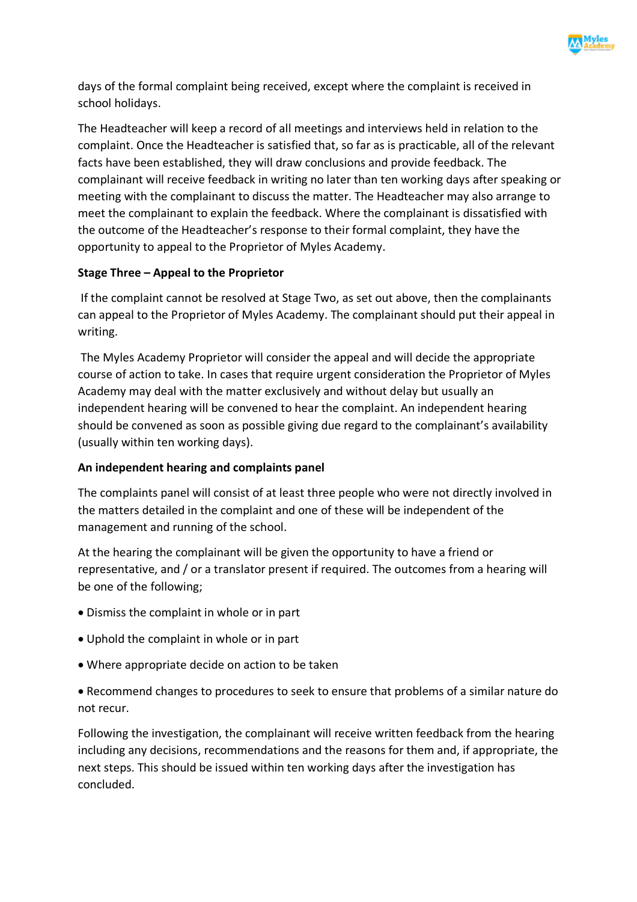days of the formal complaint being received, except where the complaint is received in school holidays.

The Headteacher will keep a record of all meetings and interviews held in relation to the complaint. Once the Headteacher is satisfied that, so far as is practicable, all of the relevant facts have been established, they will draw conclusions and provide feedback. The complainant will receive feedback in writing no later than ten working days after speaking or meeting with the complainant to discuss the matter. The Headteacher may also arrange to meet the complainant to explain the feedback. Where the complainant is dissatisfied with the outcome of the Headteacher's response to their formal complaint, they have the opportunity to appeal to the Proprietor of Myles Academy.

**Stage Three – Appeal to the Proprietor**

If the complaint cannot be resolved at Stage Two, as set out above, then the complainants can appeal to the Proprietor of Myles Academy. The complainant should put their appeal in writing.

The Myles Academy Proprietor will consider the appeal and will decide the appropriate course of action to take. In cases that require urgent consideration the Proprietor of Myles Academy may deal with the matter exclusively and without delay but usually an independent hearing will be convened to hear the complaint. An independent hearing should be convened as soon as possible giving due regard to the complainant's availability (usually within ten working days).

**An independent hearing and complaints panel**

The complaints panel will consist of at least three people who were not directly involved in the matters detailed in the complaint and one of these will be independent of the management and running of the school.

At the hearing the complainant will be given the opportunity to have a friend or representative, and / or a translator present if required. The outcomes from a hearing will be one of the following;

- Dismiss the complaint in whole or in part
- Uphold the complaint in whole or in part
- Where appropriate decide on action to be taken
- Recommend changes to procedures to seek to ensure that problems of a similar nature do not recur.

Following the investigation, the complainant will receive written feedback from the hearing including any decisions, recommendations and the reasons for them and, if appropriate, the next steps. This should be issued within ten working days after the investigation has concluded.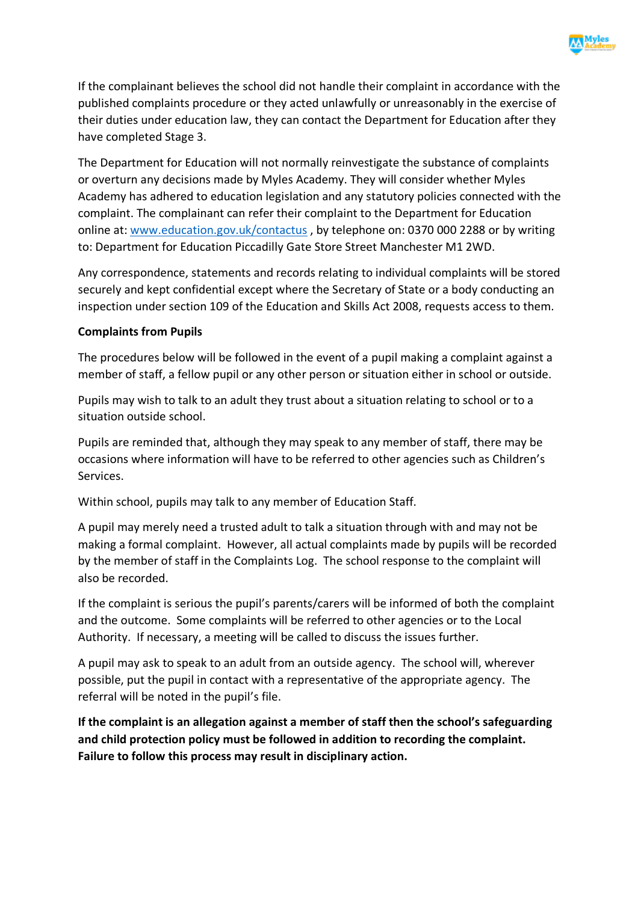If the complainant believes the school did not handle their complaint in accordance with the published complaints procedure or they acted unlawfully or unreasonably in the exercise of their duties under education law, they can contact the Department for Education after they have completed Stage 3.

The Department for Education will not normally reinvestigate the substance of complaints or overturn any decisions made by Myles Academy. They will consider whether Myles Academy has adhered to education legislation and any statutory policies connected with the complaint. The complainant can refer their complaint to the Department for Education online at: [www.education.gov.uk/contactus](www.education.gov.uk/contactus) , by telephone on: 0370 000 2288 or by writing to: Department for Education Piccadilly Gate Store Street Manchester M1 2WD.

Any correspondence, statements and records relating to individual complaints will be stored securely and kept confidential except where the Secretary of State or a body conducting an inspection under section 109 of the Education and Skills Act 2008, requests access to them.

**Complaints from Pupils**

The procedures below will be followed in the event of a pupil making a complaint against a member of staff, a fellow pupil or any other person or situation either in school or outside.

Pupils may wish to talk to an adult they trust about a situation relating to school or to a situation outside school.

Pupils are reminded that, although they may speak to any member of staff, there may be occasions where information will have to be referred to other agencies such as Children's Services.

Within school, pupils may talk to any member of Education Staff.

A pupil may merely need a trusted adult to talk a situation through with and may not be making a formal complaint. However, all actual complaints made by pupils will be recorded by the member of staff in the Complaints Log. The school response to the complaint will also be recorded.

If the complaint is serious the pupil's parents/carers will be informed of both the complaint and the outcome. Some complaints will be referred to other agencies or to the Local Authority. If necessary, a meeting will be called to discuss the issues further.

A pupil may ask to speak to an adult from an outside agency. The school will, wherever possible, put the pupil in contact with a representative of the appropriate agency. The referral will be noted in the pupil's file.

**If the complaint is an allegation against a member of staff then the school's safeguarding and child protection policy must be followed in addition to recording the complaint. Failure to follow this process may result in disciplinary action.**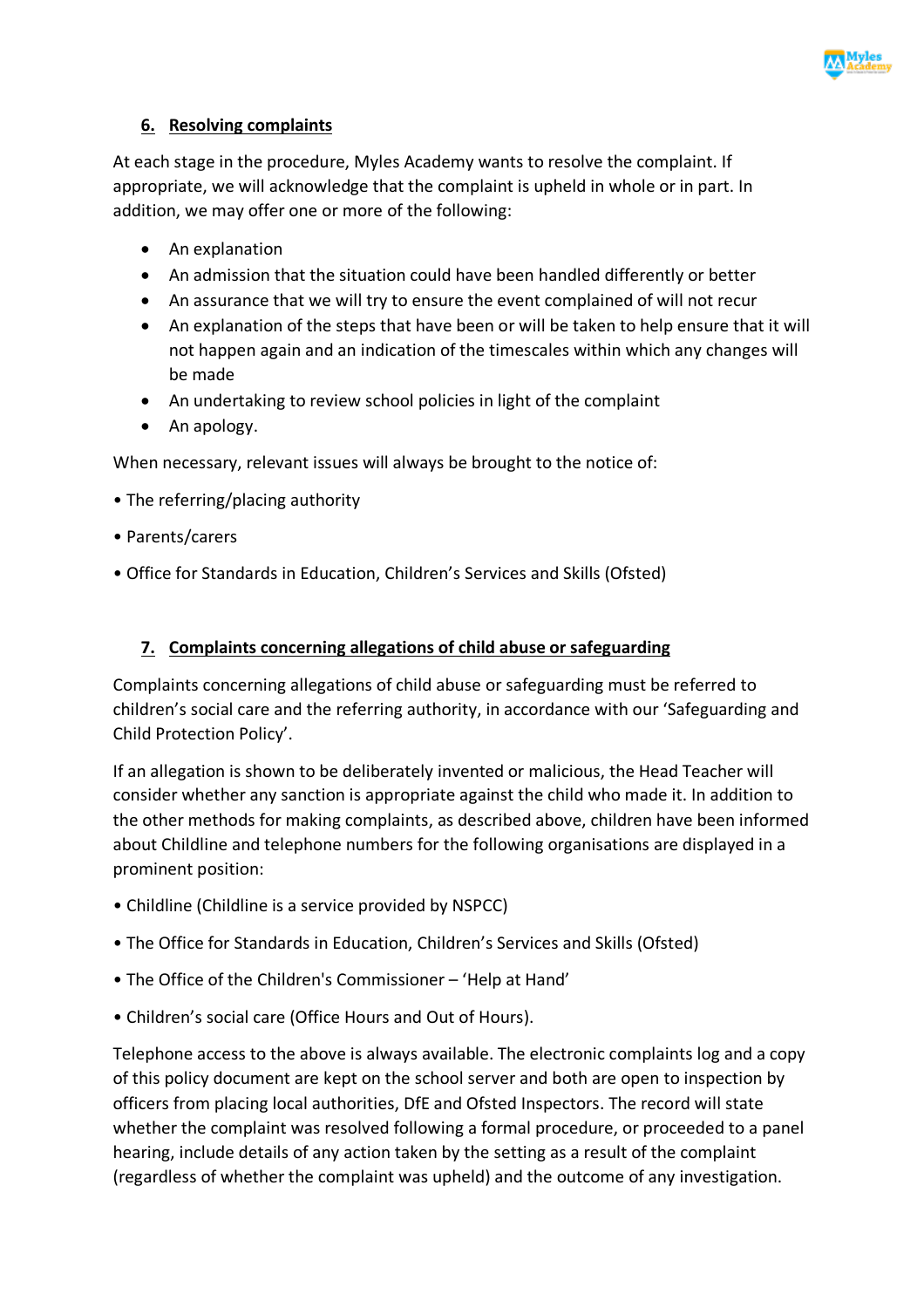## 6. Resolving complaints

At each stage in the procedure, Myles Academy wants to resolve the complaint. If appropriate, we will acknowledge that the complaint is upheld in whole or in part. In addition, we may offer one or more of the following:

- An explanation
- An admission that the situation could have been handled differently or better
- An assurance that we will try to ensure the event complained of will not recur
- An explanation of the steps that have been or will be taken to help ensure that it will not happen again and an indication of the timescales within which any changes will be made
- An undertaking to review school policies in light of the complaint
- An apology.

When necessary, relevant issues will always be brought to the notice of:

- The referring/placing authority
- Parents/carers
- Office for Standards in Education, Children's Services and Skills (Ofsted)

## 7. Complaints concerning allegations of child abuse or safeguarding

Complaints concerning allegations of child abuse or safeguarding must be referred to children's social care and the referring authority, in accordance with our 'Safeguarding and Child Protection Policy'.

If an allegation is shown to be deliberately invented or malicious, the Head Teacher will consider whether any sanction is appropriate against the child who made it. In addition to the other methods for making complaints, as described above, children have been informed about Childline and telephone numbers for the following organisations are displayed in a prominent position:

- Childline (Childline is a service provided by NSPCC)
- The Office for Standards in Education, Children's Services and Skills (Ofsted)
- The Office of the Children's Commissioner – 'Help at Hand'
- Children's social care (Office Hours and Out of Hours).

Telephone access to the above is always available. The electronic complaints log and a copy of this policy document are kept on the school server and both are open to inspection by officers from placing local authorities, DfE and Ofsted Inspectors. The record will state whether the complaint was resolved following a formal procedure, or proceeded to a panel hearing, include details of any action taken by the setting as a result of the complaint (regardless of whether the complaint was upheld) and the outcome of any investigation.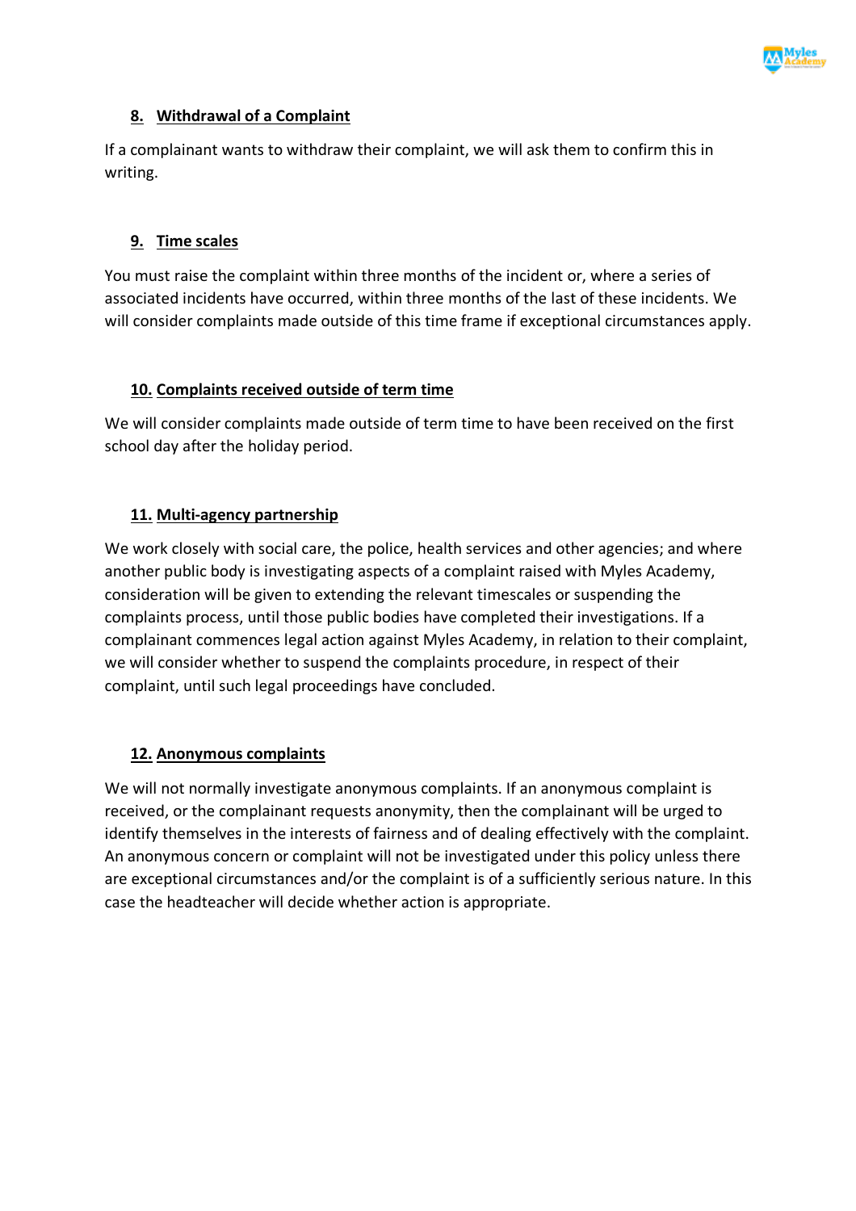## 8. Withdrawal of a Complaint

If a complainant wants to withdraw their complaint, we will ask them to confirm this in writing.

## 9. Time scales

You must raise the complaint within three months of the incident or, where a series of associated incidents have occurred, within three months of the last of these incidents. We will consider complaints made outside of this time frame if exceptional circumstances apply.

## 10. Complaints received outside of term time

We will consider complaints made outside of term time to have been received on the first school day after the holiday period.

## 11. Multi-agency partnership

We work closely with social care, the police, health services and other agencies; and where another public body is investigating aspects of a complaint raised with Myles Academy, consideration will be given to extending the relevant timescales or suspending the complaints process, until those public bodies have completed their investigations. If a complainant commences legal action against Myles Academy, in relation to their complaint, we will consider whether to suspend the complaints procedure, in respect of their complaint, until such legal proceedings have concluded.

## 12. Anonymous complaints

We will not normally investigate anonymous complaints. If an anonymous complaint is received, or the complainant requests anonymity, then the complainant will be urged to identify themselves in the interests of fairness and of dealing effectively with the complaint. An anonymous concern or complaint will not be investigated under this policy unless there are exceptional circumstances and/or the complaint is of a sufficiently serious nature. In this case the headteacher will decide whether action is appropriate.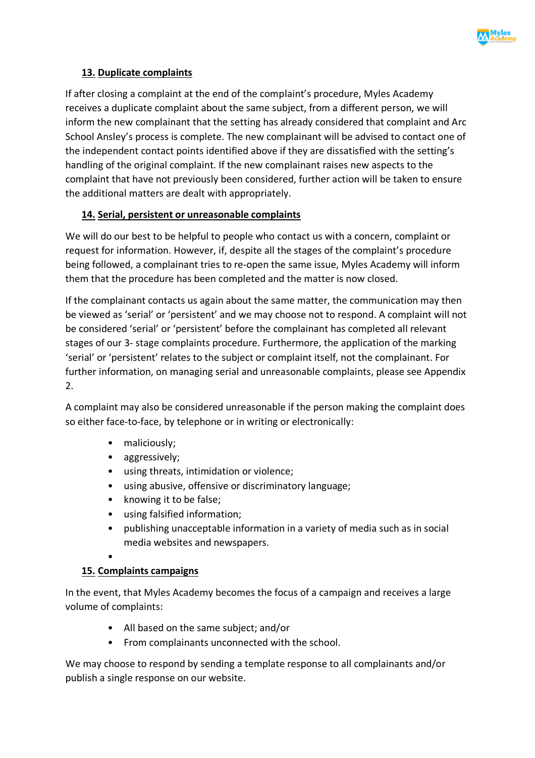## 13. Duplicate complaints

If after closing a complaint at the end of the complaint's procedure, Myles Academy receives a duplicate complaint about the same subject, from a different person, we will inform the new complainant that the setting has already considered that complaint and Arc School Ansley's process is complete. The new complainant will be advised to contact one of the independent contact points identified above if they are dissatisfied with the setting's handling of the original complaint. If the new complainant raises new aspects to the complaint that have not previously been considered, further action will be taken to ensure the additional matters are dealt with appropriately.

## 14. Serial, persistent or unreasonable complaints

We will do our best to be helpful to people who contact us with a concern, complaint or request for information. However, if, despite all the stages of the complaint's procedure being followed, a complainant tries to re-open the same issue, Myles Academy will inform them that the procedure has been completed and the matter is now closed.

If the complainant contacts us again about the same matter, the communication may then be viewed as 'serial' or 'persistent' and we may choose not to respond. A complaint will not be considered 'serial' or 'persistent' before the complainant has completed all relevant stages of our 3- stage complaints procedure. Furthermore, the application of the marking 'serial' or 'persistent' relates to the subject or complaint itself, not the complainant. For further information, on managing serial and unreasonable complaints, please see Appendix 2.

A complaint may also be considered unreasonable if the person making the complaint does so either face-to-face, by telephone or in writing or electronically:

- maliciously;
- aggressively;
- using threats, intimidation or violence;
- using abusive, offensive or discriminatory language;
- knowing it to be false;
- using falsified information;
- publishing unacceptable information in a variety of media such as in social media websites and newspapers.

## 15. Complaints campaigns

In the event, that Myles Academy becomes the focus of a campaign and receives a large volume of complaints:

- All based on the same subject; and/or
- From complainants unconnected with the school.

We may choose to respond by sending a template response to all complainants and/or publish a single response on our website.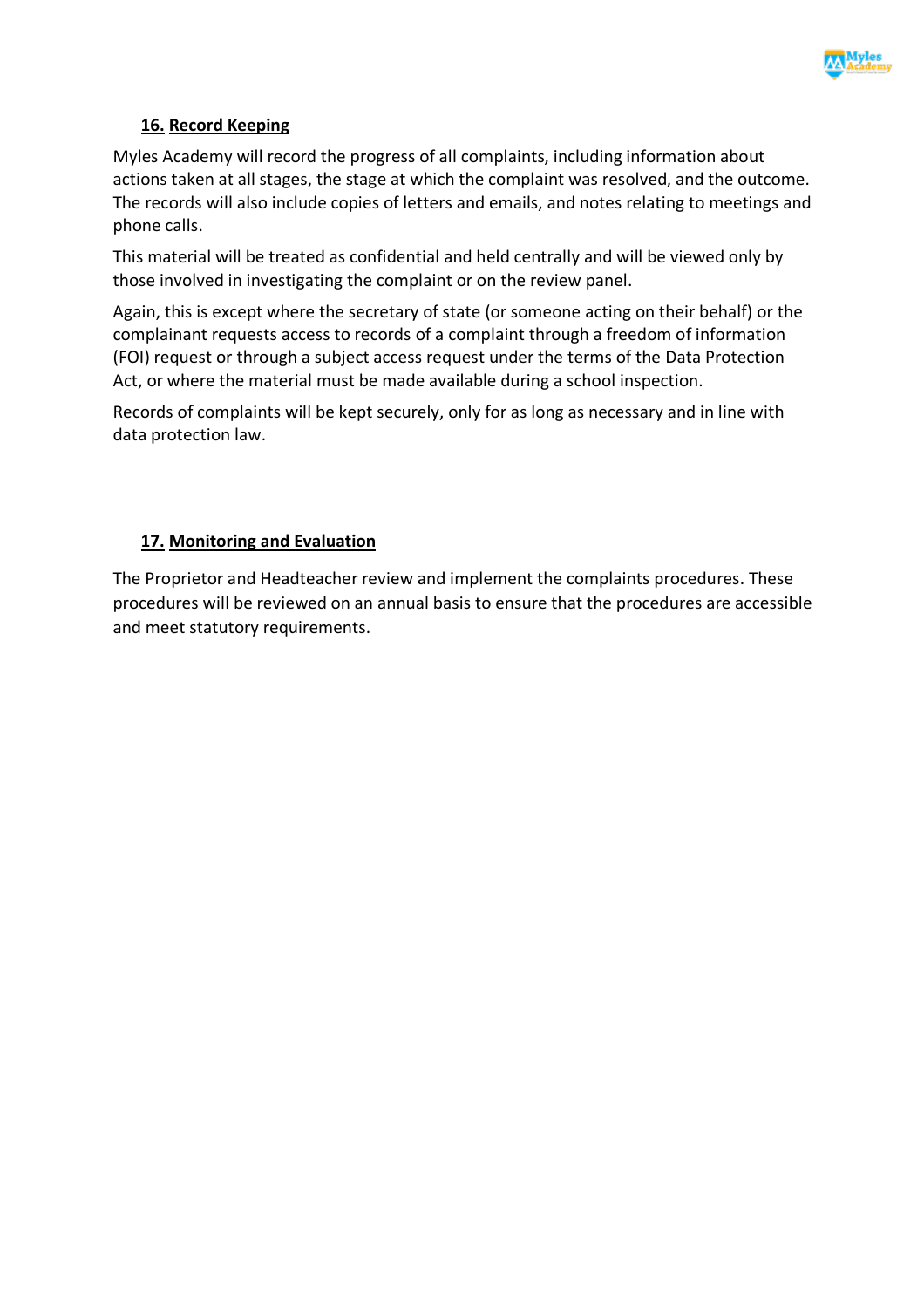## 16. Record Keeping

Myles Academy will record the progress of all complaints, including information about actions taken at all stages, the stage at which the complaint was resolved, and the outcome. The records will also include copies of letters and emails, and notes relating to meetings and phone calls.

This material will be treated as confidential and held centrally and will be viewed only by those involved in investigating the complaint or on the review panel.

Again, this is except where the secretary of state (or someone acting on their behalf) or the complainant requests access to records of a complaint through a freedom of information (FOI) request or through a subject access request under the terms of the Data Protection Act, or where the material must be made available during a school inspection.

Records of complaints will be kept securely, only for as long as necessary and in line with data protection law.

## 17. Monitoring and Evaluation

The Proprietor and Headteacher review and implement the complaints procedures. These procedures will be reviewed on an annual basis to ensure that the procedures are accessible and meet statutory requirements.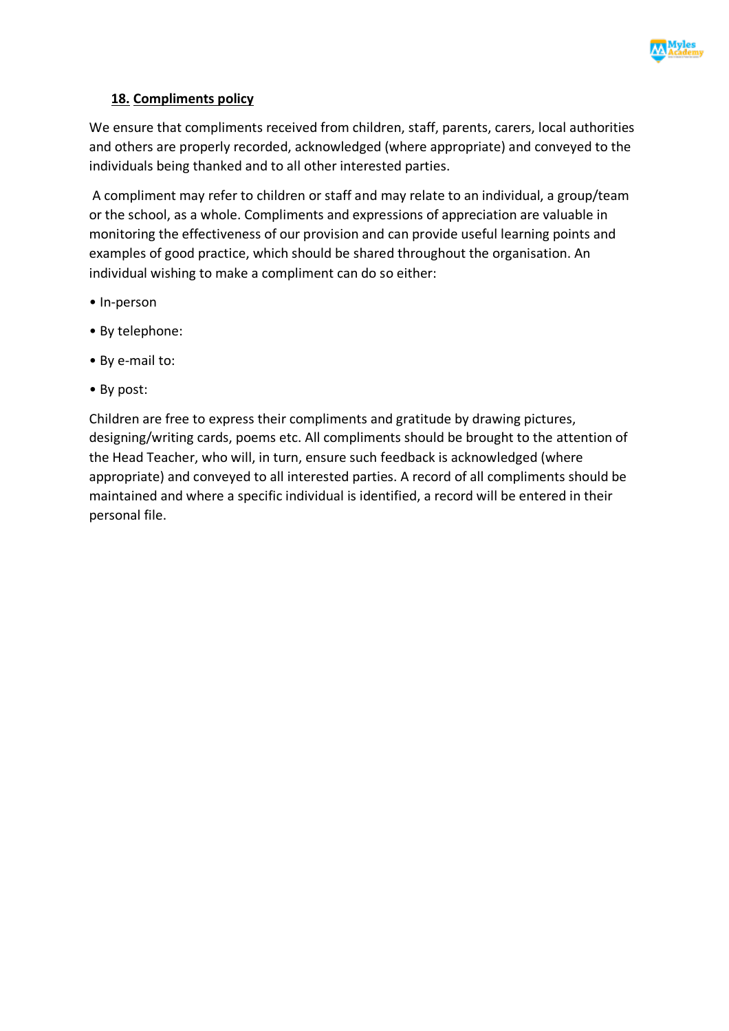## 18. Compliments policy

We ensure that compliments received from children, staff, parents, carers, local authorities and others are properly recorded, acknowledged (where appropriate) and conveyed to the individuals being thanked and to all other interested parties.

A compliment may refer to children or staff and may relate to an individual, a group/team or the school, as a whole. Compliments and expressions of appreciation are valuable in monitoring the effectiveness of our provision and can provide useful learning points and examples of good practice, which should be shared throughout the organisation. An individual wishing to make a compliment can do so either:

- In-person
- By telephone:
- By e-mail to:
- By post:

Children are free to express their compliments and gratitude by drawing pictures, designing/writing cards, poems etc. All compliments should be brought to the attention of the Head Teacher, who will, in turn, ensure such feedback is acknowledged (where appropriate) and conveyed to all interested parties. A record of all compliments should be maintained and where a specific individual is identified, a record will be entered in their personal file.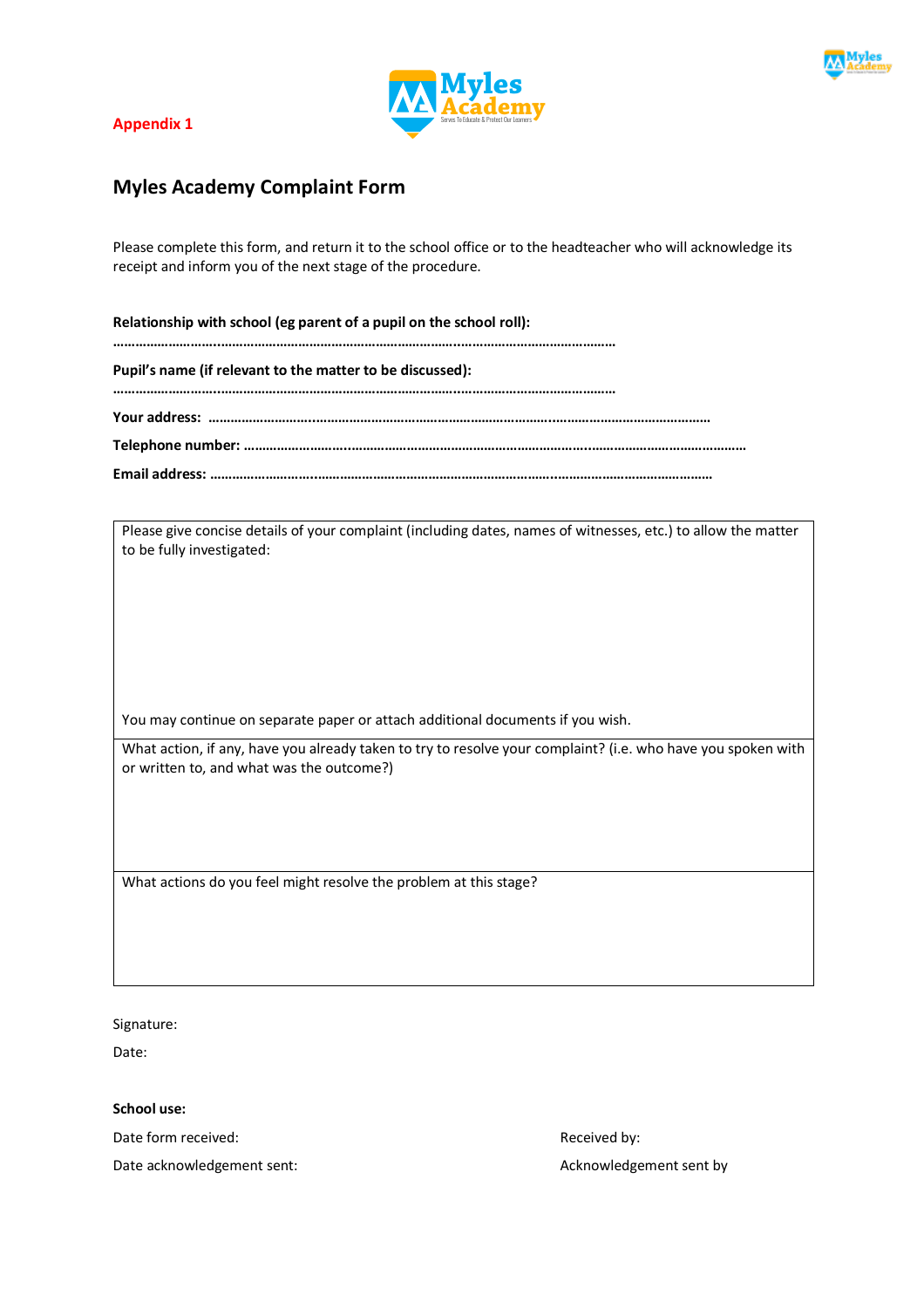Appendix 1

## Myles Academy Complaint Form

Please complete this form, and return it to the school office or to the headteacher who will acknowledge its receipt and inform you of the next stage of the procedure.

**Relationship with school (eg parent of a pupil on the school roll):**

………………………………………………………………………………………………………………………

**Pupil's name (if relevant to the matter to be discussed):**

………………………………………………………………………………………………………………………

**Your address:** ………………………………………………………………………………………………………

**Telephone number:** ………………………………………………………………………………………………

**Email address:** ……………………………………………………………………………………………………

| Please give concise details of your complaint (including dates, names of witnesses, etc.) to allow the matter to be fully investigated:<br><br><br><br>You may continue on separate paper or attach additional documents if you wish. |
|---|
| What action, if any, have you already taken to try to resolve your complaint? (i.e. who have you spoken with or written to, and what was the outcome?) |
| What actions do you feel might resolve the problem at this stage? |

Signature:

Date:

**School use:**

Date form received:

Received by:

Date acknowledgement sent:

Acknowledgement sent by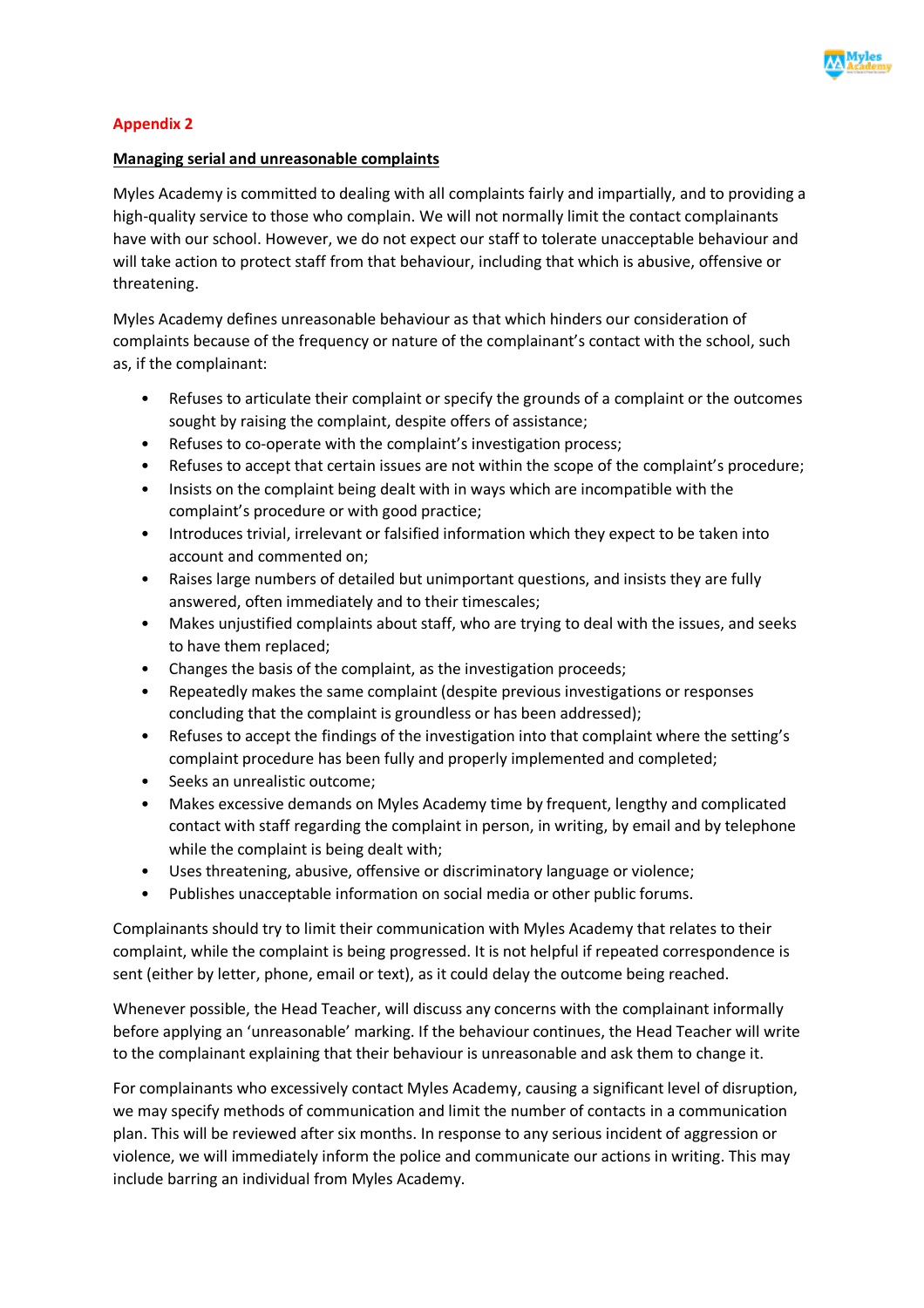## Appendix 2

**Managing serial and unreasonable complaints**

Myles Academy is committed to dealing with all complaints fairly and impartially, and to providing a high-quality service to those who complain. We will not normally limit the contact complainants have with our school. However, we do not expect our staff to tolerate unacceptable behaviour and will take action to protect staff from that behaviour, including that which is abusive, offensive or threatening.

Myles Academy defines unreasonable behaviour as that which hinders our consideration of complaints because of the frequency or nature of the complainant's contact with the school, such as, if the complainant:

- Refuses to articulate their complaint or specify the grounds of a complaint or the outcomes sought by raising the complaint, despite offers of assistance;
- Refuses to co-operate with the complaint's investigation process;
- Refuses to accept that certain issues are not within the scope of the complaint's procedure;
- Insists on the complaint being dealt with in ways which are incompatible with the complaint's procedure or with good practice;
- Introduces trivial, irrelevant or falsified information which they expect to be taken into account and commented on;
- Raises large numbers of detailed but unimportant questions, and insists they are fully answered, often immediately and to their timescales;
- Makes unjustified complaints about staff, who are trying to deal with the issues, and seeks to have them replaced;
- Changes the basis of the complaint, as the investigation proceeds;
- Repeatedly makes the same complaint (despite previous investigations or responses concluding that the complaint is groundless or has been addressed);
- Refuses to accept the findings of the investigation into that complaint where the setting's complaint procedure has been fully and properly implemented and completed;
- Seeks an unrealistic outcome;
- Makes excessive demands on Myles Academy time by frequent, lengthy and complicated contact with staff regarding the complaint in person, in writing, by email and by telephone while the complaint is being dealt with;
- Uses threatening, abusive, offensive or discriminatory language or violence;
- Publishes unacceptable information on social media or other public forums.

Complainants should try to limit their communication with Myles Academy that relates to their complaint, while the complaint is being progressed. It is not helpful if repeated correspondence is sent (either by letter, phone, email or text), as it could delay the outcome being reached.

Whenever possible, the Head Teacher, will discuss any concerns with the complainant informally before applying an 'unreasonable' marking. If the behaviour continues, the Head Teacher will write to the complainant explaining that their behaviour is unreasonable and ask them to change it.

For complainants who excessively contact Myles Academy, causing a significant level of disruption, we may specify methods of communication and limit the number of contacts in a communication plan. This will be reviewed after six months. In response to any serious incident of aggression or violence, we will immediately inform the police and communicate our actions in writing. This may include barring an individual from Myles Academy.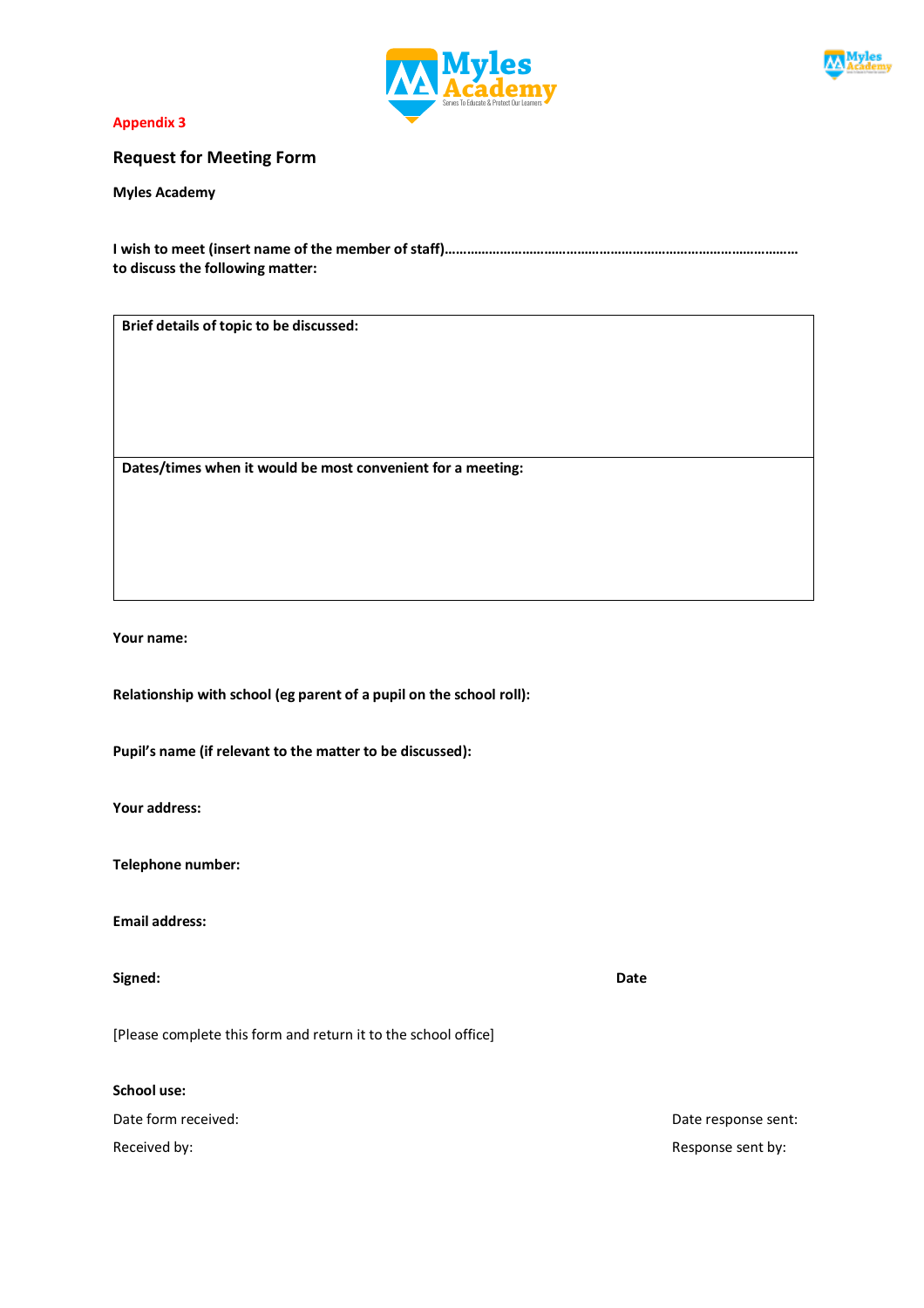Appendix 3

## Request for Meeting Form

**Myles Academy**

**I wish to meet (insert name of the member of staff)………………………………………………………………………………………… to discuss the following matter:**

| **Brief details of topic to be discussed:** |
|---|
| **Dates/times when it would be most convenient for a meeting:** |

**Your name:**

**Relationship with school (eg parent of a pupil on the school roll):**

**Pupil's name (if relevant to the matter to be discussed):**

**Your address:**

**Telephone number:**

**Email address:**

**Signed:** **Date**

[Please complete this form and return it to the school office]

**School use:**

Date form received: Date response sent:

Received by: Response sent by: